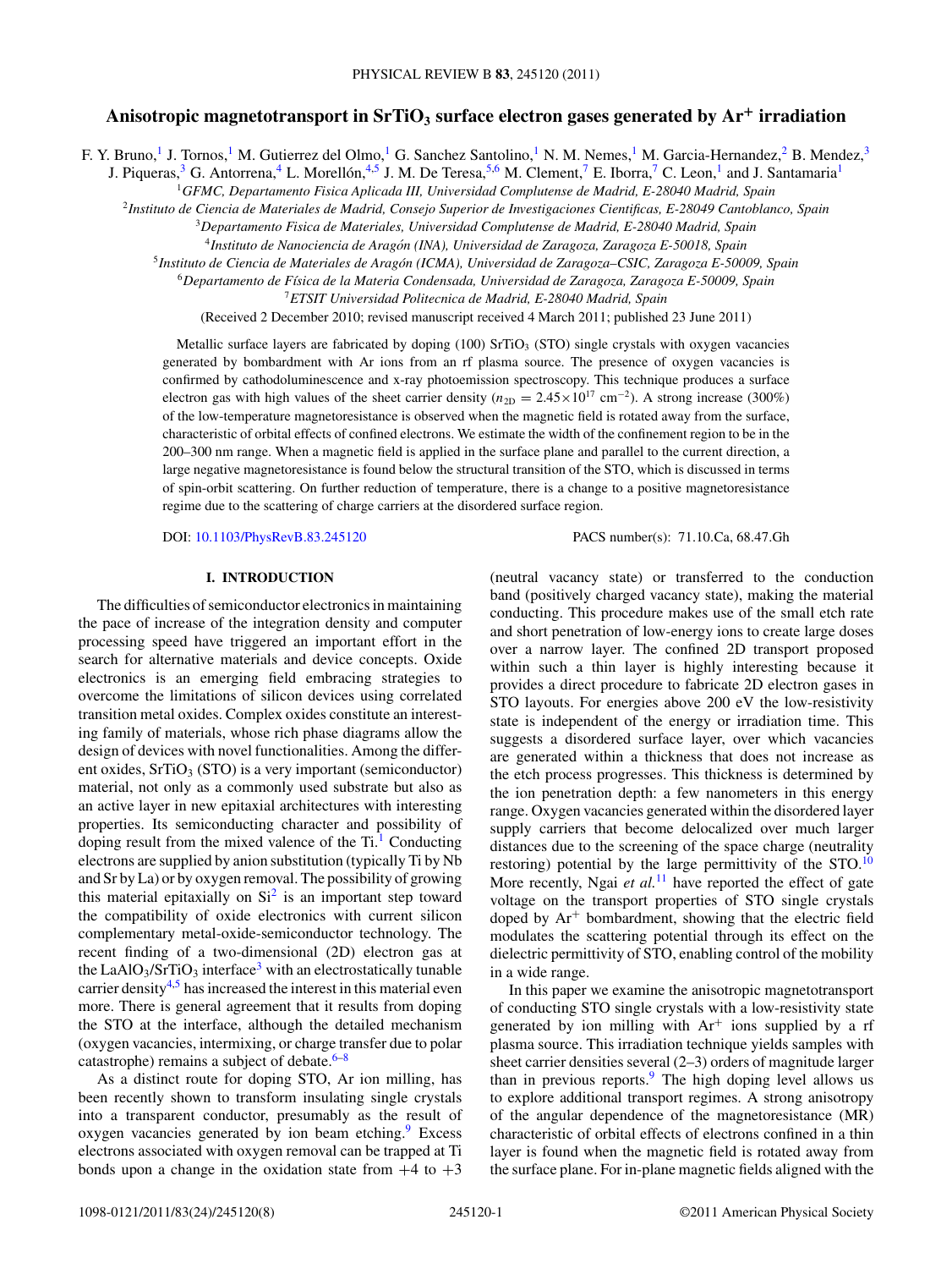# Anisotropic magnetotransport in $SrTiO_3$ surface electron gases generated by $Ar^+$ irradiation

F. Y. Bruno,[1] J. Tornos,[1] M. Gutierrez del Olmo,[1] G. Sanchez Santolino,[1] N. M. Nemes,[1] M. Garcia-Hernandez,[2] B. Mendez,[3] J. Piqueras,[3] G. Antorrena,[4] L. Morellón,[4,5] J. M. De Teresa,[5,6] M. Clement,[7] E. Iborra,[7] C. Leon,[1] and J. Santamaria[1]

[1]*GFMC, Departamento Fisica Aplicada III, Universidad Complutense de Madrid, E-28040 Madrid, Spain*
[2]*Instituto de Ciencia de Materiales de Madrid, Consejo Superior de Investigaciones Cientificas, E-28049 Cantoblanco, Spain*
[3]*Departamento Fisica de Materiales, Universidad Complutense de Madrid, E-28040 Madrid, Spain*
[4]*Instituto de Nanociencia de Aragón (INA), Universidad de Zaragoza, Zaragoza E-50018, Spain*
[5]*Instituto de Ciencia de Materiales de Aragón (ICMA), Universidad de Zaragoza–CSIC, Zaragoza E-50009, Spain*
[6]*Departamento de Física de la Materia Condensada, Universidad de Zaragoza, Zaragoza E-50009, Spain*
[7]*ETSIT Universidad Politecnica de Madrid, E-28040 Madrid, Spain*

(Received 2 December 2010; revised manuscript received 4 March 2011; published 23 June 2011)

Metallic surface layers are fabricated by doping (100) $SrTiO_3$ (STO) single crystals with oxygen vacancies generated by bombardment with Ar ions from an rf plasma source. The presence of oxygen vacancies is confirmed by cathodoluminescence and x-ray photoemission spectroscopy. This technique produces a surface electron gas with high values of the sheet carrier density ($n_{2D} = 2.45\times10^{17}$ cm$^{-2}$). A strong increase (300%) of the low-temperature magnetoresistance is observed when the magnetic field is rotated away from the surface, characteristic of orbital effects of confined electrons. We estimate the width of the confinement region to be in the 200–300 nm range. When a magnetic field is applied in the surface plane and parallel to the current direction, a large negative magnetoresistance is found below the structural transition of the STO, which is discussed in terms of spin-orbit scattering. On further reduction of temperature, there is a change to a positive magnetoresistance regime due to the scattering of charge carriers at the disordered surface region.

DOI: 10.1103/PhysRevB.83.245120    PACS number(s): 71.10.Ca, 68.47.Gh

## I. INTRODUCTION

The difficulties of semiconductor electronics in maintaining the pace of increase of the integration density and computer processing speed have triggered an important effort in the search for alternative materials and device concepts. Oxide electronics is an emerging field embracing strategies to overcome the limitations of silicon devices using correlated transition metal oxides. Complex oxides constitute an interesting family of materials, whose rich phase diagrams allow the design of devices with novel functionalities. Among the different oxides, $SrTiO_3$ (STO) is a very important (semiconductor) material, not only as a commonly used substrate but also as an active layer in new epitaxial architectures with interesting properties. Its semiconducting character and possibility of doping result from the mixed valence of the Ti.[1] Conducting electrons are supplied by anion substitution (typically Ti by Nb and Sr by La) or by oxygen removal. The possibility of growing this material epitaxially on Si[2] is an important step toward the compatibility of oxide electronics with current silicon complementary metal-oxide-semiconductor technology. The recent finding of a two-dimensional (2D) electron gas at the $LaAlO_3/SrTiO_3$ interface[3] with an electrostatically tunable carrier density[4,5] has increased the interest in this material even more. There is general agreement that it results from doping the STO at the interface, although the detailed mechanism (oxygen vacancies, intermixing, or charge transfer due to polar catastrophe) remains a subject of debate.[6–8]

As a distinct route for doping STO, Ar ion milling, has been recently shown to transform insulating single crystals into a transparent conductor, presumably as the result of oxygen vacancies generated by ion beam etching.[9] Excess electrons associated with oxygen removal can be trapped at Ti bonds upon a change in the oxidation state from +4 to +3 (neutral vacancy state) or transferred to the conduction band (positively charged vacancy state), making the material conducting. This procedure makes use of the small etch rate and short penetration of low-energy ions to create large doses over a narrow layer. The confined 2D transport proposed within such a thin layer is highly interesting because it provides a direct procedure to fabricate 2D electron gases in STO layouts. For energies above 200 eV the low-resistivity state is independent of the energy or irradiation time. This suggests a disordered surface layer, over which vacancies are generated within a thickness that does not increase as the etch process progresses. This thickness is determined by the ion penetration depth: a few nanometers in this energy range. Oxygen vacancies generated within the disordered layer supply carriers that become delocalized over much larger distances due to the screening of the space charge (neutrality restoring) potential by the large permittivity of the STO.[10] More recently, Ngai *et al.*[11] have reported the effect of gate voltage on the transport properties of STO single crystals doped by $Ar^+$ bombardment, showing that the electric field modulates the scattering potential through its effect on the dielectric permittivity of STO, enabling control of the mobility in a wide range.

In this paper we examine the anisotropic magnetotransport of conducting STO single crystals with a low-resistivity state generated by ion milling with $Ar^+$ ions supplied by a rf plasma source. This irradiation technique yields samples with sheet carrier densities several (2–3) orders of magnitude larger than in previous reports.[9] The high doping level allows us to explore additional transport regimes. A strong anisotropy of the angular dependence of the magnetoresistance (MR) characteristic of orbital effects of electrons confined in a thin layer is found when the magnetic field is rotated away from the surface plane. For in-plane magnetic fields aligned with the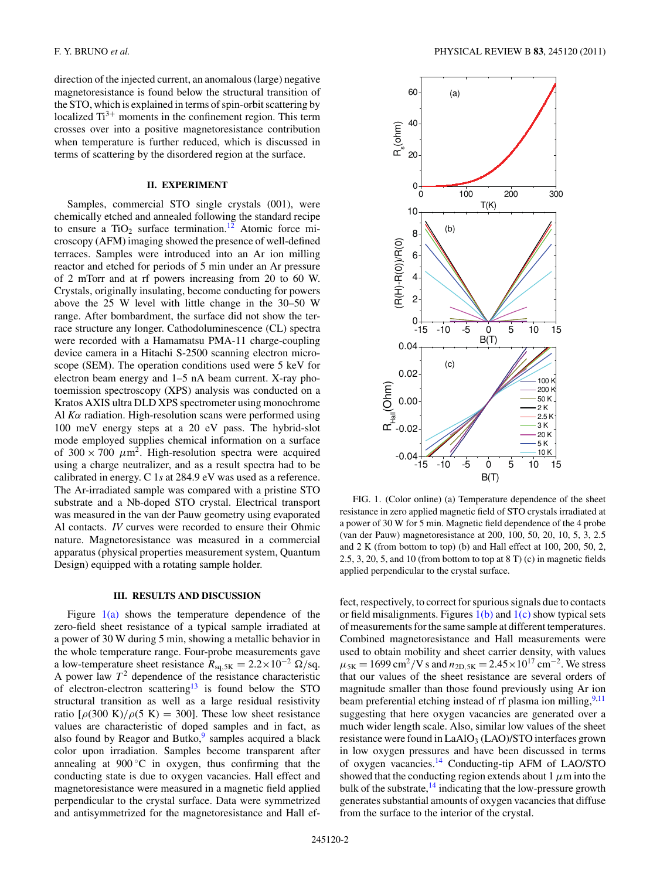direction of the injected current, an anomalous (large) negative magnetoresistance is found below the structural transition of the STO, which is explained in terms of spin-orbit scattering by localized $Ti^{3+}$ moments in the confinement region. This term crosses over into a positive magnetoresistance contribution when temperature is further reduced, which is discussed in terms of scattering by the disordered region at the surface.

## II. EXPERIMENT

Samples, commercial STO single crystals (001), were chemically etched and annealed following the standard recipe to ensure a $TiO_2$ surface termination.[12] Atomic force microscopy (AFM) imaging showed the presence of well-defined terraces. Samples were introduced into an Ar ion milling reactor and etched for periods of 5 min under an Ar pressure of 2 mTorr and at rf powers increasing from 20 to 60 W. Crystals, originally insulating, become conducting for powers above the 25 W level with little change in the 30–50 W range. After bombardment, the surface did not show the terrace structure any longer. Cathodoluminescence (CL) spectra were recorded with a Hamamatsu PMA-11 charge-coupling device camera in a Hitachi S-2500 scanning electron microscope (SEM). The operation conditions used were 5 keV for electron beam energy and 1–5 nA beam current. X-ray photoemission spectroscopy (XPS) analysis was conducted on a Kratos AXIS ultra DLD XPS spectrometer using monochrome Al $K\alpha$ radiation. High-resolution scans were performed using 100 meV energy steps at a 20 eV pass. The hybrid-slot mode employed supplies chemical information on a surface of $300 \times 700$ $\mu m^2$. High-resolution spectra were acquired using a charge neutralizer, and as a result spectra had to be calibrated in energy. C 1$s$ at 284.9 eV was used as a reference. The Ar-irradiated sample was compared with a pristine STO substrate and a Nb-doped STO crystal. Electrical transport was measured in the van der Pauw geometry using evaporated Al contacts. *IV* curves were recorded to ensure their Ohmic nature. Magnetoresistance was measured in a commercial apparatus (physical properties measurement system, Quantum Design) equipped with a rotating sample holder.

## III. RESULTS AND DISCUSSION

Figure 1(a) shows the temperature dependence of the zero-field sheet resistance of a typical sample irradiated at a power of 30 W during 5 min, showing a metallic behavior in the whole temperature range. Four-probe measurements gave a low-temperature sheet resistance $R_{sq,5K} = 2.2\times10^{-2}$ $\Omega$/sq. A power law $T^2$ dependence of the resistance characteristic of electron-electron scattering[13] is found below the STO structural transition as well as a large residual resistivity ratio [$\rho(300\text{ K})/\rho(5\text{ K}) = 300$]. These low sheet resistance values are characteristic of doped samples and in fact, as also found by Reagor and Butko,[9] samples acquired a black color upon irradiation. Samples become transparent after annealing at 900 °C in oxygen, thus confirming that the conducting state is due to oxygen vacancies. Hall effect and magnetoresistance were measured in a magnetic field applied perpendicular to the crystal surface. Data were symmetrized and antisymmetrized for the magnetoresistance and Hall effect, respectively, to correct for spurious signals due to contacts or field misalignments. Figures 1(b) and 1(c) show typical sets of measurements for the same sample at different temperatures. Combined magnetoresistance and Hall measurements were used to obtain mobility and sheet carrier density, with values $\mu_{5K} = 1699$ cm$^2$/V s and $n_{2D,5K} = 2.45\times10^{17}$ cm$^{-2}$. We stress that our values of the sheet resistance are several orders of magnitude smaller than those found previously using Ar ion beam preferential etching instead of rf plasma ion milling,[9,11] suggesting that here oxygen vacancies are generated over a much wider length scale. Also, similar low values of the sheet resistance were found in $LaAlO_3$ (LAO)/STO interfaces grown in low oxygen pressures and have been discussed in terms of oxygen vacancies.[14] Conducting-tip AFM of LAO/STO showed that the conducting region extends about 1 $\mu$m into the bulk of the substrate,[14] indicating that the low-pressure growth generates substantial amounts of oxygen vacancies that diffuse from the surface to the interior of the crystal.

FIG. 1. (Color online) (a) Temperature dependence of the sheet resistance in zero applied magnetic field of STO crystals irradiated at a power of 30 W for 5 min. Magnetic field dependence of the 4 probe (van der Pauw) magnetoresistance at 200, 100, 50, 20, 10, 5, 3, 2.5 and 2 K (from bottom to top) (b) and Hall effect at 100, 200, 50, 2, 2.5, 3, 20, 5, and 10 (from bottom to top at 8 T) (c) in magnetic fields applied perpendicular to the crystal surface.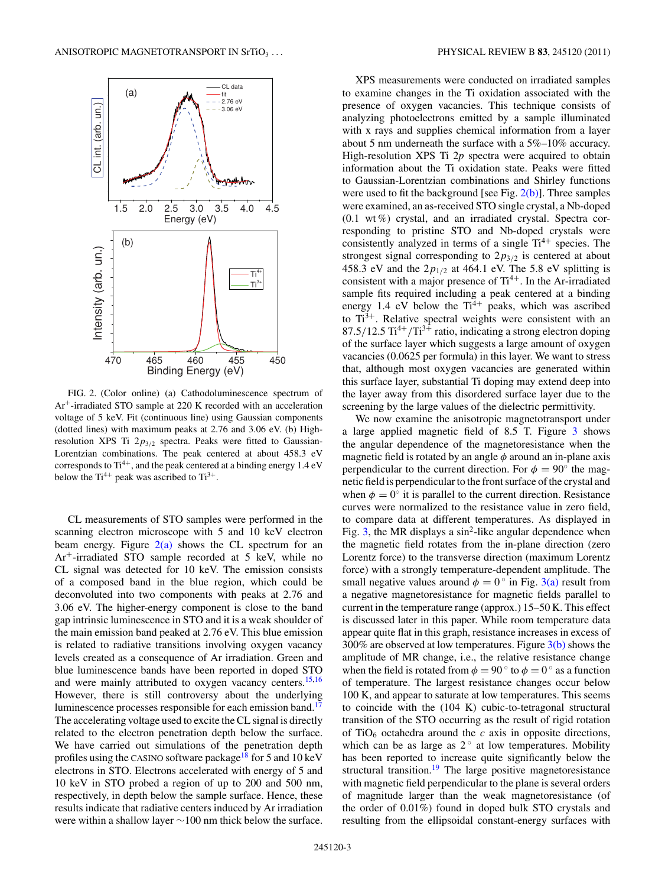FIG. 2. (Color online) (a) Cathodoluminescence spectrum of $Ar^+$-irradiated STO sample at 220 K recorded with an acceleration voltage of 5 keV. Fit (continuous line) using Gaussian components (dotted lines) with maximum peaks at 2.76 and 3.06 eV. (b) High-resolution XPS Ti $2p_{3/2}$ spectra. Peaks were fitted to Gaussian-Lorentzian combinations. The peak centered at about 458.3 eV corresponds to $Ti^{4+}$, and the peak centered at a binding energy 1.4 eV below the $Ti^{4+}$ peak was ascribed to $Ti^{3+}$.

CL measurements of STO samples were performed in the scanning electron microscope with 5 and 10 keV electron beam energy. Figure 2(a) shows the CL spectrum for an $Ar^+$-irradiated STO sample recorded at 5 keV, while no CL signal was detected for 10 keV. The emission consists of a composed band in the blue region, which could be deconvoluted into two components with peaks at 2.76 and 3.06 eV. The higher-energy component is close to the band gap intrinsic luminescence in STO and it is a weak shoulder of the main emission band peaked at 2.76 eV. This blue emission is related to radiative transitions involving oxygen vacancy levels created as a consequence of Ar irradiation. Green and blue luminescence bands have been reported in doped STO and were mainly attributed to oxygen vacancy centers.[15,16] However, there is still controversy about the underlying luminescence processes responsible for each emission band.[17] The accelerating voltage used to excite the CL signal is directly related to the electron penetration depth below the surface. We have carried out simulations of the penetration depth profiles using the CASINO software package[18] for 5 and 10 keV electrons in STO. Electrons accelerated with energy of 5 and 10 keV in STO probed a region of up to 200 and 500 nm, respectively, in depth below the sample surface. Hence, these results indicate that radiative centers induced by Ar irradiation were within a shallow layer ~100 nm thick below the surface.

XPS measurements were conducted on irradiated samples to examine changes in the Ti oxidation associated with the presence of oxygen vacancies. This technique consists of analyzing photoelectrons emitted by a sample illuminated with x rays and supplies chemical information from a layer about 5 nm underneath the surface with a 5%–10% accuracy. High-resolution XPS Ti $2p$ spectra were acquired to obtain information about the Ti oxidation state. Peaks were fitted to Gaussian-Lorentzian combinations and Shirley functions were used to fit the background [see Fig. 2(b)]. Three samples were examined, an as-received STO single crystal, a Nb-doped (0.1 wt %) crystal, and an irradiated crystal. Spectra corresponding to pristine STO and Nb-doped crystals were consistently analyzed in terms of a single $Ti^{4+}$ species. The strongest signal corresponding to $2p_{3/2}$ is centered at about 458.3 eV and the $2p_{1/2}$ at 464.1 eV. The 5.8 eV splitting is consistent with a major presence of $Ti^{4+}$. In the Ar-irradiated sample fits required including a peak centered at a binding energy 1.4 eV below the $Ti^{4+}$ peaks, which was ascribed to $Ti^{3+}$. Relative spectral weights were consistent with an 87.5/12.5 $Ti^{4+}/Ti^{3+}$ ratio, indicating a strong electron doping of the surface layer which suggests a large amount of oxygen vacancies (0.0625 per formula) in this layer. We want to stress that, although most oxygen vacancies are generated within this surface layer, substantial Ti doping may extend deep into the layer away from this disordered surface layer due to the screening by the large values of the dielectric permittivity.

We now examine the anisotropic magnetotransport under a large applied magnetic field of 8.5 T. Figure 3 shows the angular dependence of the magnetoresistance when the magnetic field is rotated by an angle $\phi$ around an in-plane axis perpendicular to the current direction. For $\phi = 90^\circ$ the magnetic field is perpendicular to the front surface of the crystal and when $\phi = 0^\circ$ it is parallel to the current direction. Resistance curves were normalized to the resistance value in zero field, to compare data at different temperatures. As displayed in Fig. 3, the MR displays a $\sin^2$-like angular dependence when the magnetic field rotates from the in-plane direction (zero Lorentz force) to the transverse direction (maximum Lorentz force) with a strongly temperature-dependent amplitude. The small negative values around $\phi = 0^\circ$ in Fig. 3(a) result from a negative magnetoresistance for magnetic fields parallel to current in the temperature range (approx.) 15–50 K. This effect is discussed later in this paper. While room temperature data appear quite flat in this graph, resistance increases in excess of 300% are observed at low temperatures. Figure 3(b) shows the amplitude of MR change, i.e., the relative resistance change when the field is rotated from $\phi = 90^\circ$ to $\phi = 0^\circ$ as a function of temperature. The largest resistance changes occur below 100 K, and appear to saturate at low temperatures. This seems to coincide with the (104 K) cubic-to-tetragonal structural transition of the STO occurring as the result of rigid rotation of $TiO_6$ octahedra around the $c$ axis in opposite directions, which can be as large as $2^\circ$ at low temperatures. Mobility has been reported to increase quite significantly below the structural transition.[19] The large positive magnetoresistance with magnetic field perpendicular to the plane is several orders of magnitude larger than the weak magnetoresistance (of the order of 0.01%) found in doped bulk STO crystals and resulting from the ellipsoidal constant-energy surfaces with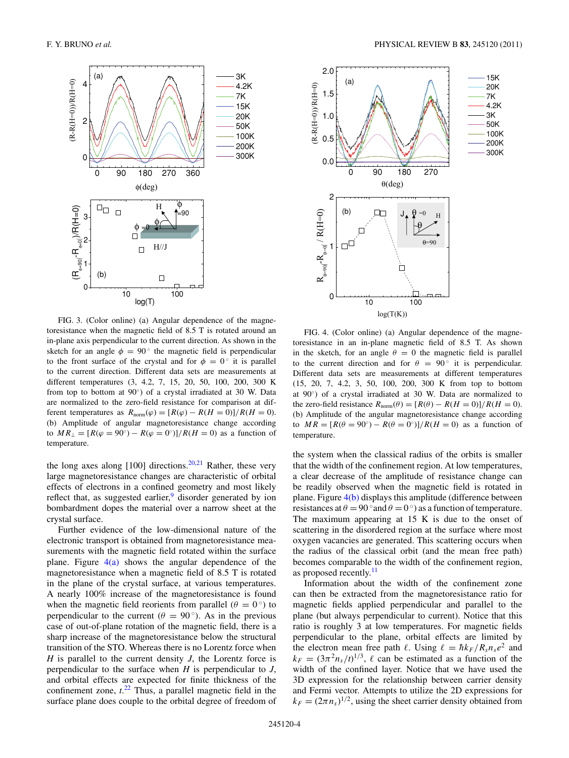FIG. 3. (Color online) (a) Angular dependence of the magnetoresistance when the magnetic field of 8.5 T is rotated around an in-plane axis perpendicular to the current direction. As shown in the sketch for an angle $\phi = 90^\circ$ the magnetic field is perpendicular to the front surface of the crystal and for $\phi = 0^\circ$ it is parallel to the current direction. Different data sets are measurements at different temperatures (3, 4.2, 7, 15, 20, 50, 100, 200, 300 K from top to bottom at 90°) of a crystal irradiated at 30 W. Data are normalized to the zero-field resistance for comparison at different temperatures as $R_{\text{norm}}(\varphi) = [R(\varphi) - R(H = 0)]/R(H = 0)$. (b) Amplitude of angular magnetoresistance change according to $MR_\perp = [R(\varphi = 90^\circ) - R(\varphi = 0^\circ)]/R(H = 0)$ as a function of temperature.

FIG. 4. (Color online) (a) Angular dependence of the magnetoresistance in an in-plane magnetic field of 8.5 T. As shown in the sketch, for an angle $\theta = 0$ the magnetic field is parallel to the current direction and for $\theta = 90^\circ$ it is perpendicular. Different data sets are measurements at different temperatures (15, 20, 7, 4.2, 3, 50, 100, 200, 300 K from top to bottom at 90°) of a crystal irradiated at 30 W. Data are normalized to the zero-field resistance $R_{\text{norm}}(\theta) = [R(\theta) - R(H = 0)]/R(H = 0)$. (b) Amplitude of the angular magnetoresistance change according to $MR = [R(\theta = 90^\circ) - R(\theta = 0^\circ)]/R(H = 0)$ as a function of temperature.

the long axes along [100] directions.[20,21] Rather, these very large magnetoresistance changes are characteristic of orbital effects of electrons in a confined geometry and most likely reflect that, as suggested earlier,[9] disorder generated by ion bombardment dopes the material over a narrow sheet at the crystal surface.

Further evidence of the low-dimensional nature of the electronic transport is obtained from magnetoresistance measurements with the magnetic field rotated within the surface plane. Figure 4(a) shows the angular dependence of the magnetoresistance when a magnetic field of 8.5 T is rotated in the plane of the crystal surface, at various temperatures. A nearly 100% increase of the magnetoresistance is found when the magnetic field reorients from parallel ($\theta = 0^\circ$) to perpendicular to the current ($\theta = 90^\circ$). As in the previous case of out-of-plane rotation of the magnetic field, there is a sharp increase of the magnetoresistance below the structural transition of the STO. Whereas there is no Lorentz force when $H$ is parallel to the current density $J$, the Lorentz force is perpendicular to the surface when $H$ is perpendicular to $J$, and orbital effects are expected for finite thickness of the confinement zone, $t$.[22] Thus, a parallel magnetic field in the surface plane does couple to the orbital degree of freedom of the system when the classical radius of the orbits is smaller that the width of the confinement region. At low temperatures, a clear decrease of the amplitude of resistance change can be readily observed when the magnetic field is rotated in plane. Figure 4(b) displays this amplitude (difference between resistances at $\theta = 90^\circ$ and $\theta = 0^\circ$) as a function of temperature. The maximum appearing at 15 K is due to the onset of scattering in the disordered region at the surface where most oxygen vacancies are generated. This scattering occurs when the radius of the classical orbit (and the mean free path) becomes comparable to the width of the confinement region, as proposed recently.[11]

Information about the width of the confinement zone can then be extracted from the magnetoresistance ratio for magnetic fields applied perpendicular and parallel to the plane (but always perpendicular to current). Notice that this ratio is roughly 3 at low temperatures. For magnetic fields perpendicular to the plane, orbital effects are limited by the electron mean free path $\ell$. Using $\ell = \hbar k_F / R_s n_s e^2$ and $k_F = (3\pi^2 n_s/t)^{1/3}$, $\ell$ can be estimated as a function of the width of the confined layer. Notice that we have used the 3D expression for the relationship between carrier density and Fermi vector. Attempts to utilize the 2D expressions for $k_F = (2\pi n_s)^{1/2}$, using the sheet carrier density obtained from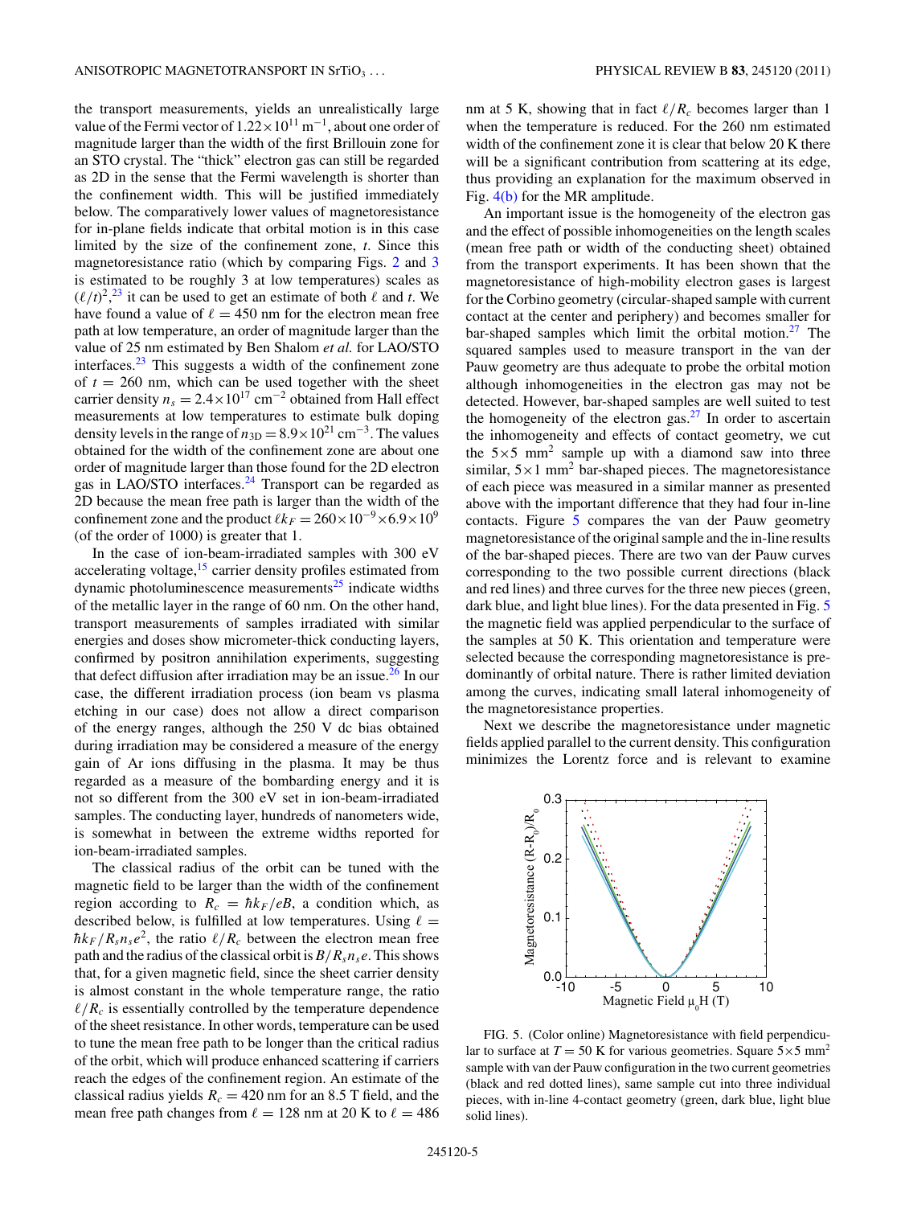the transport measurements, yields an unrealistically large value of the Fermi vector of $1.22\times10^{11}$ m$^{-1}$, about one order of magnitude larger than the width of the first Brillouin zone for an STO crystal. The "thick" electron gas can still be regarded as 2D in the sense that the Fermi wavelength is shorter than the confinement width. This will be justified immediately below. The comparatively lower values of magnetoresistance for in-plane fields indicate that orbital motion is in this case limited by the size of the confinement zone, $t$. Since this magnetoresistance ratio (which by comparing Figs. 2 and 3 is estimated to be roughly 3 at low temperatures) scales as $(\ell/t)^2$,[23] it can be used to get an estimate of both $\ell$ and $t$. We have found a value of $\ell = 450$ nm for the electron mean free path at low temperature, an order of magnitude larger than the value of 25 nm estimated by Ben Shalom *et al.* for LAO/STO interfaces.[23] This suggests a width of the confinement zone of $t = 260$ nm, which can be used together with the sheet carrier density $n_s = 2.4\times10^{17}$ cm$^{-2}$ obtained from Hall effect measurements at low temperatures to estimate bulk doping density levels in the range of $n_{3D} = 8.9\times10^{21}$ cm$^{-3}$. The values obtained for the width of the confinement zone are about one order of magnitude larger than those found for the 2D electron gas in LAO/STO interfaces.[24] Transport can be regarded as 2D because the mean free path is larger than the width of the confinement zone and the product $\ell k_F = 260\times10^{-9}\times6.9\times10^{9}$ (of the order of 1000) is greater that 1.

In the case of ion-beam-irradiated samples with 300 eV accelerating voltage,[15] carrier density profiles estimated from dynamic photoluminescence measurements[25] indicate widths of the metallic layer in the range of 60 nm. On the other hand, transport measurements of samples irradiated with similar energies and doses show micrometer-thick conducting layers, confirmed by positron annihilation experiments, suggesting that defect diffusion after irradiation may be an issue.[26] In our case, the different irradiation process (ion beam vs plasma etching in our case) does not allow a direct comparison of the energy ranges, although the 250 V dc bias obtained during irradiation may be considered a measure of the energy gain of Ar ions diffusing in the plasma. It may be thus regarded as a measure of the bombarding energy and it is not so different from the 300 eV set in ion-beam-irradiated samples. The conducting layer, hundreds of nanometers wide, is somewhat in between the extreme widths reported for ion-beam-irradiated samples.

The classical radius of the orbit can be tuned with the magnetic field to be larger than the width of the confinement region according to $R_c = \hbar k_F/eB$, a condition which, as described below, is fulfilled at low temperatures. Using $\ell = \hbar k_F/R_s n_s e^2$, the ratio $\ell/R_c$ between the electron mean free path and the radius of the classical orbit is $B/R_s n_s e$. This shows that, for a given magnetic field, since the sheet carrier density is almost constant in the whole temperature range, the ratio $\ell/R_c$ is essentially controlled by the temperature dependence of the sheet resistance. In other words, temperature can be used to tune the mean free path to be longer than the critical radius of the orbit, which will produce enhanced scattering if carriers reach the edges of the confinement region. An estimate of the classical radius yields $R_c = 420$ nm for an 8.5 T field, and the mean free path changes from $\ell = 128$ nm at 20 K to $\ell = 486$ nm at 5 K, showing that in fact $\ell/R_c$ becomes larger than 1 when the temperature is reduced. For the 260 nm estimated width of the confinement zone it is clear that below 20 K there will be a significant contribution from scattering at its edge, thus providing an explanation for the maximum observed in Fig. 4(b) for the MR amplitude.

An important issue is the homogeneity of the electron gas and the effect of possible inhomogeneities on the length scales (mean free path or width of the conducting sheet) obtained from the transport experiments. It has been shown that the magnetoresistance of high-mobility electron gases is largest for the Corbino geometry (circular-shaped sample with current contact at the center and periphery) and becomes smaller for bar-shaped samples which limit the orbital motion.[27] The squared samples used to measure transport in the van der Pauw geometry are thus adequate to probe the orbital motion although inhomogeneities in the electron gas may not be detected. However, bar-shaped samples are well suited to test the homogeneity of the electron gas.[27] In order to ascertain the inhomogeneity and effects of contact geometry, we cut the $5\times5$ mm$^2$ sample up with a diamond saw into three similar, $5\times1$ mm$^2$ bar-shaped pieces. The magnetoresistance of each piece was measured in a similar manner as presented above with the important difference that they had four in-line contacts. Figure 5 compares the van der Pauw geometry magnetoresistance of the original sample and the in-line results of the bar-shaped pieces. There are two van der Pauw curves corresponding to the two possible current directions (black and red lines) and three curves for the three new pieces (green, dark blue, and light blue lines). For the data presented in Fig. 5 the magnetic field was applied perpendicular to the surface of the samples at 50 K. This orientation and temperature were selected because the corresponding magnetoresistance is predominantly of orbital nature. There is rather limited deviation among the curves, indicating small lateral inhomogeneity of the magnetoresistance properties.

Next we describe the magnetoresistance under magnetic fields applied parallel to the current density. This configuration minimizes the Lorentz force and is relevant to examine

FIG. 5. (Color online) Magnetoresistance with field perpendicular to surface at $T = 50$ K for various geometries. Square $5\times5$ mm$^2$ sample with van der Pauw configuration in the two current geometries (black and red dotted lines), same sample cut into three individual pieces, with in-line 4-contact geometry (green, dark blue, light blue solid lines).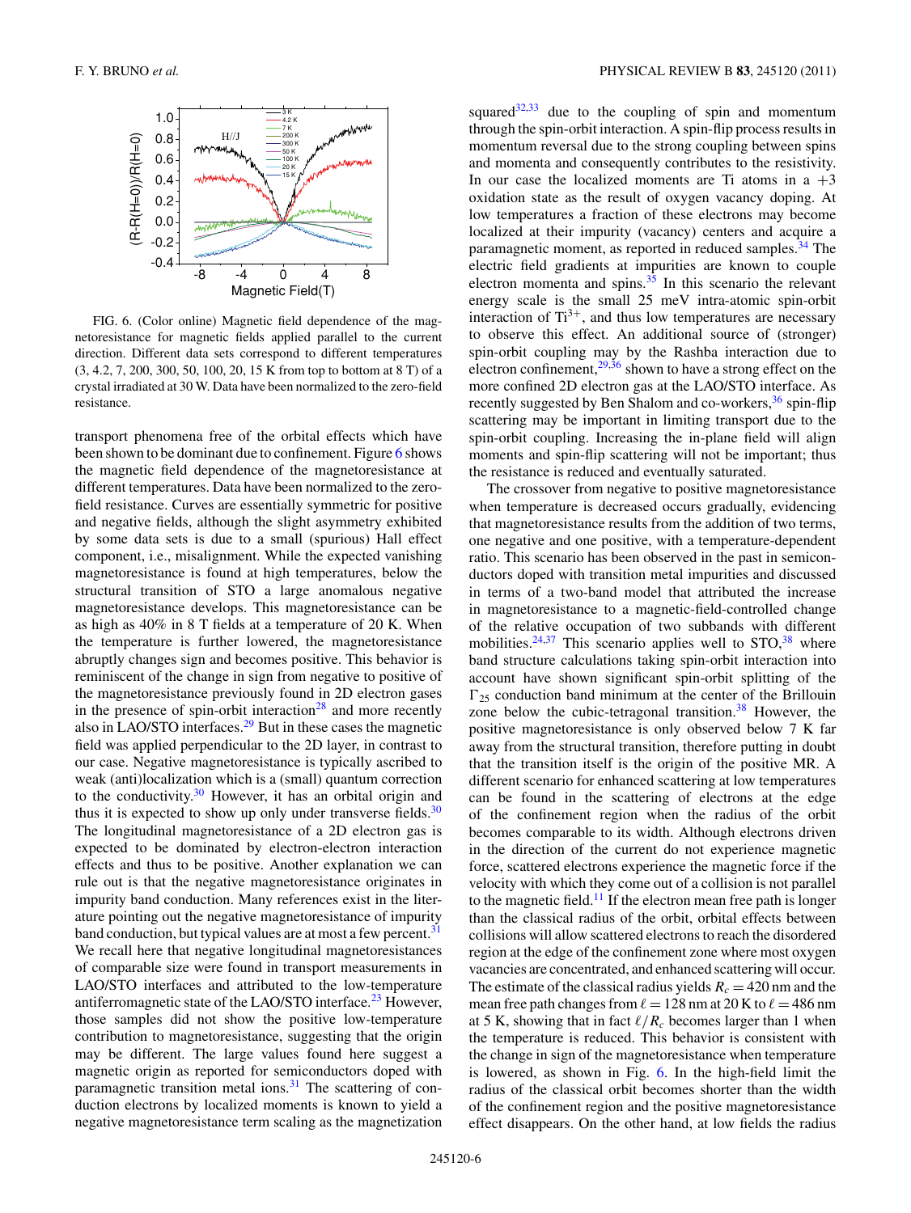FIG. 6. (Color online) Magnetic field dependence of the magnetoresistance for magnetic fields applied parallel to the current direction. Different data sets correspond to different temperatures (3, 4.2, 7, 200, 300, 50, 100, 20, 15 K from top to bottom at 8 T) of a crystal irradiated at 30 W. Data have been normalized to the zero-field resistance.

transport phenomena free of the orbital effects which have been shown to be dominant due to confinement. Figure 6 shows the magnetic field dependence of the magnetoresistance at different temperatures. Data have been normalized to the zero-field resistance. Curves are essentially symmetric for positive and negative fields, although the slight asymmetry exhibited by some data sets is due to a small (spurious) Hall effect component, i.e., misalignment. While the expected vanishing magnetoresistance is found at high temperatures, below the structural transition of STO a large anomalous negative magnetoresistance develops. This magnetoresistance can be as high as 40% in 8 T fields at a temperature of 20 K. When the temperature is further lowered, the magnetoresistance abruptly changes sign and becomes positive. This behavior is reminiscent of the change in sign from negative to positive of the magnetoresistance previously found in 2D electron gases in the presence of spin-orbit interaction[28] and more recently also in LAO/STO interfaces.[29] But in these cases the magnetic field was applied perpendicular to the 2D layer, in contrast to our case. Negative magnetoresistance is typically ascribed to weak (anti)localization which is a (small) quantum correction to the conductivity.[30] However, it has an orbital origin and thus it is expected to show up only under transverse fields.[30] The longitudinal magnetoresistance of a 2D electron gas is expected to be dominated by electron-electron interaction effects and thus to be positive. Another explanation we can rule out is that the negative magnetoresistance originates in impurity band conduction. Many references exist in the literature pointing out the negative magnetoresistance of impurity band conduction, but typical values are at most a few percent.[31] We recall here that negative longitudinal magnetoresistances of comparable size were found in transport measurements in LAO/STO interfaces and attributed to the low-temperature antiferromagnetic state of the LAO/STO interface.[23] However, those samples did not show the positive low-temperature contribution to magnetoresistance, suggesting that the origin may be different. The large values found here suggest a magnetic origin as reported for semiconductors doped with paramagnetic transition metal ions.[31] The scattering of conduction electrons by localized moments is known to yield a negative magnetoresistance term scaling as the magnetization squared[32,33] due to the coupling of spin and momentum through the spin-orbit interaction. A spin-flip process results in momentum reversal due to the strong coupling between spins and momenta and consequently contributes to the resistivity. In our case the localized moments are Ti atoms in a +3 oxidation state as the result of oxygen vacancy doping. At low temperatures a fraction of these electrons may become localized at their impurity (vacancy) centers and acquire a paramagnetic moment, as reported in reduced samples.[34] The electric field gradients at impurities are known to couple electron momenta and spins.[35] In this scenario the relevant energy scale is the small 25 meV intra-atomic spin-orbit interaction of $Ti^{3+}$, and thus low temperatures are necessary to observe this effect. An additional source of (stronger) spin-orbit coupling may by the Rashba interaction due to electron confinement,[29,36] shown to have a strong effect on the more confined 2D electron gas at the LAO/STO interface. As recently suggested by Ben Shalom and co-workers,[36] spin-flip scattering may be important in limiting transport due to the spin-orbit coupling. Increasing the in-plane field will align moments and spin-flip scattering will not be important; thus the resistance is reduced and eventually saturated.

The crossover from negative to positive magnetoresistance when temperature is decreased occurs gradually, evidencing that magnetoresistance results from the addition of two terms, one negative and one positive, with a temperature-dependent ratio. This scenario has been observed in the past in semiconductors doped with transition metal impurities and discussed in terms of a two-band model that attributed the increase in magnetoresistance to a magnetic-field-controlled change of the relative occupation of two subbands with different mobilities.[24,37] This scenario applies well to STO,[38] where band structure calculations taking spin-orbit interaction into account have shown significant spin-orbit splitting of the $\Gamma_{25}$ conduction band minimum at the center of the Brillouin zone below the cubic-tetragonal transition.[38] However, the positive magnetoresistance is only observed below 7 K far away from the structural transition, therefore putting in doubt that the transition itself is the origin of the positive MR. A different scenario for enhanced scattering at low temperatures can be found in the scattering of electrons at the edge of the confinement region when the radius of the orbit becomes comparable to its width. Although electrons driven in the direction of the current do not experience magnetic force, scattered electrons experience the magnetic force if the velocity with which they come out of a collision is not parallel to the magnetic field.[11] If the electron mean free path is longer than the classical radius of the orbit, orbital effects between collisions will allow scattered electrons to reach the disordered region at the edge of the confinement zone where most oxygen vacancies are concentrated, and enhanced scattering will occur. The estimate of the classical radius yields $R_c = 420$ nm and the mean free path changes from $\ell = 128$ nm at 20 K to $\ell = 486$ nm at 5 K, showing that in fact $\ell/R_c$ becomes larger than 1 when the temperature is reduced. This behavior is consistent with the change in sign of the magnetoresistance when temperature is lowered, as shown in Fig. 6. In the high-field limit the radius of the classical orbit becomes shorter than the width of the confinement region and the positive magnetoresistance effect disappears. On the other hand, at low fields the radius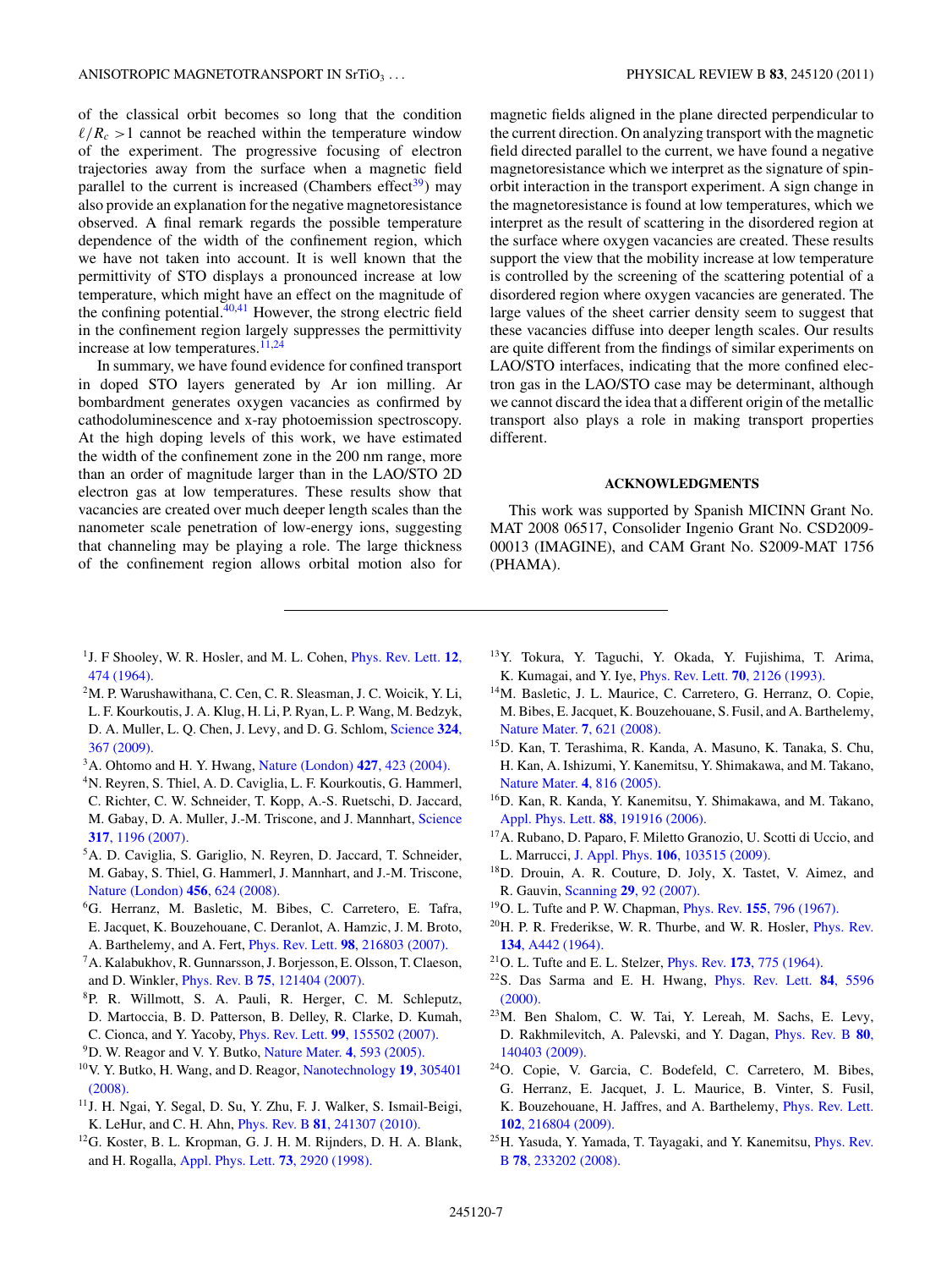of the classical orbit becomes so long that the condition $\ell/R_c > 1$ cannot be reached within the temperature window of the experiment. The progressive focusing of electron trajectories away from the surface when a magnetic field parallel to the current is increased (Chambers effect[39]) may also provide an explanation for the negative magnetoresistance observed. A final remark regards the possible temperature dependence of the width of the confinement region, which we have not taken into account. It is well known that the permittivity of STO displays a pronounced increase at low temperature, which might have an effect on the magnitude of the confining potential.[40,41] However, the strong electric field in the confinement region largely suppresses the permittivity increase at low temperatures.[11,24]

In summary, we have found evidence for confined transport in doped STO layers generated by Ar ion milling. Ar bombardment generates oxygen vacancies as confirmed by cathodoluminescence and x-ray photoemission spectroscopy. At the high doping levels of this work, we have estimated the width of the confinement zone in the 200 nm range, more than an order of magnitude larger than in the LAO/STO 2D electron gas at low temperatures. These results show that vacancies are created over much deeper length scales than the nanometer scale penetration of low-energy ions, suggesting that channeling may be playing a role. The large thickness of the confinement region allows orbital motion also for magnetic fields aligned in the plane directed perpendicular to the current direction. On analyzing transport with the magnetic field directed parallel to the current, we have found a negative magnetoresistance which we interpret as the signature of spin-orbit interaction in the transport experiment. A sign change in the magnetoresistance is found at low temperatures, which we interpret as the result of scattering in the disordered region at the surface where oxygen vacancies are created. These results support the view that the mobility increase at low temperature is controlled by the screening of the scattering potential of a disordered region where oxygen vacancies are generated. The large values of the sheet carrier density seem to suggest that these vacancies diffuse into deeper length scales. Our results are quite different from the findings of similar experiments on LAO/STO interfaces, indicating that the more confined electron gas in the LAO/STO case may be determinant, although we cannot discard the idea that a different origin of the metallic transport also plays a role in making transport properties different.

## ACKNOWLEDGMENTS

This work was supported by Spanish MICINN Grant No. MAT 2008 06517, Consolider Ingenio Grant No. CSD2009-00013 (IMAGINE), and CAM Grant No. S2009-MAT 1756 (PHAMA).

---

[1] J. F Shooley, W. R. Hosler, and M. L. Cohen, Phys. Rev. Lett. **12**, 474 (1964).

[2] M. P. Warusawithana, C. Cen, C. R. Sleasman, J. C. Woicik, Y. Li, L. F. Kourkoutis, J. A. Klug, H. Li, P. Ryan, L. P. Wang, M. Bedzyk, D. A. Muller, L. Q. Chen, J. Levy, and D. G. Schlom, Science **324**, 367 (2009).

[3] A. Ohtomo and H. Y. Hwang, Nature (London) **427**, 423 (2004).

[4] N. Reyren, S. Thiel, A. D. Caviglia, L. F. Kourkoutis, G. Hammerl, C. Richter, C. W. Schneider, T. Kopp, A.-S. Ruetschi, D. Jaccard, M. Gabay, D. A. Muller, J.-M. Triscone, and J. Mannhart, Science **317**, 1196 (2007).

[5] A. D. Caviglia, S. Gariglio, N. Reyren, D. Jaccard, T. Schneider, M. Gabay, S. Thiel, G. Hammerl, J. Mannhart, and J.-M. Triscone, Nature (London) **456**, 624 (2008).

[6] G. Herranz, M. Basletic, M. Bibes, C. Carretero, E. Tafra, E. Jacquet, K. Bouzehouane, C. Deranlot, A. Hamzic, J. M. Broto, A. Barthelemy, and A. Fert, Phys. Rev. Lett. **98**, 216803 (2007).

[7] A. Kalabukhov, R. Gunnarsson, J. Borjesson, E. Olsson, T. Claeson, and D. Winkler, Phys. Rev. B **75**, 121404 (2007).

[8] P. R. Willmott, S. A. Pauli, R. Herger, C. M. Schlepütz, D. Martoccia, B. D. Patterson, B. Delley, R. Clarke, D. Kumah, C. Cionca, and Y. Yacoby, Phys. Rev. Lett. **99**, 155502 (2007).

[9] D. W. Reagor and V. Y. Butko, Nature Mater. **4**, 593 (2005).

[10] V. Y. Butko, H. Wang, and D. Reagor, Nanotechnology **19**, 305401 (2008).

[11] J. H. Ngai, Y. Segal, D. Su, Y. Zhu, F. J. Walker, S. Ismail-Beigi, K. LeHur, and C. H. Ahn, Phys. Rev. B **81**, 241307 (2010).

[12] G. Koster, B. L. Kropman, G. J. H. M. Rijnders, D. H. A. Blank, and H. Rogalla, Appl. Phys. Lett. **73**, 2920 (1998).

[13] Y. Tokura, Y. Taguchi, Y. Okada, Y. Fujishima, T. Arima, K. Kumagai, and Y. Iye, Phys. Rev. Lett. **70**, 2126 (1993).

[14] M. Basletic, J. L. Maurice, C. Carretero, G. Herranz, O. Copie, M. Bibes, E. Jacquet, K. Bouzehouane, S. Fusil, and A. Barthelemy, Nature Mater. **7**, 621 (2008).

[15] D. Kan, T. Terashima, R. Kanda, A. Masuno, K. Tanaka, S. Chu, H. Kan, A. Ishizumi, Y. Kanemitsu, Y. Shimakawa, and M. Takano, Nature Mater. **4**, 816 (2005).

[16] D. Kan, R. Kanda, Y. Kanemitsu, Y. Shimakawa, and M. Takano, Appl. Phys. Lett. **88**, 191916 (2006).

[17] A. Rubano, D. Paparo, F. Miletto Granozio, U. Scotti di Uccio, and L. Marrucci, J. Appl. Phys. **106**, 103515 (2009).

[18] D. Drouin, A. R. Couture, D. Joly, X. Tastet, V. Aimez, and R. Gauvin, Scanning **29**, 92 (2007).

[19] O. L. Tufte and P. W. Chapman, Phys. Rev. **155**, 796 (1967).

[20] H. P. R. Frederikse, W. R. Thurbe, and W. R. Hosler, Phys. Rev. **134**, A442 (1964).

[21] O. L. Tufte and E. L. Stelzer, Phys. Rev. **173**, 775 (1964).

[22] S. Das Sarma and E. H. Hwang, Phys. Rev. Lett. **84**, 5596 (2000).

[23] M. Ben Shalom, C. W. Tai, Y. Lereah, M. Sachs, E. Levy, D. Rakhmilevitch, A. Palevski, and Y. Dagan, Phys. Rev. B **80**, 140403 (2009).

[24] O. Copie, V. Garcia, C. Bodefeld, C. Carretero, M. Bibes, G. Herranz, E. Jacquet, J. L. Maurice, B. Vinter, S. Fusil, K. Bouzehouane, H. Jaffres, and A. Barthelemy, Phys. Rev. Lett. **102**, 216804 (2009).

[25] H. Yasuda, Y. Yamada, T. Tayagaki, and Y. Kanemitsu, Phys. Rev. B **78**, 233202 (2008).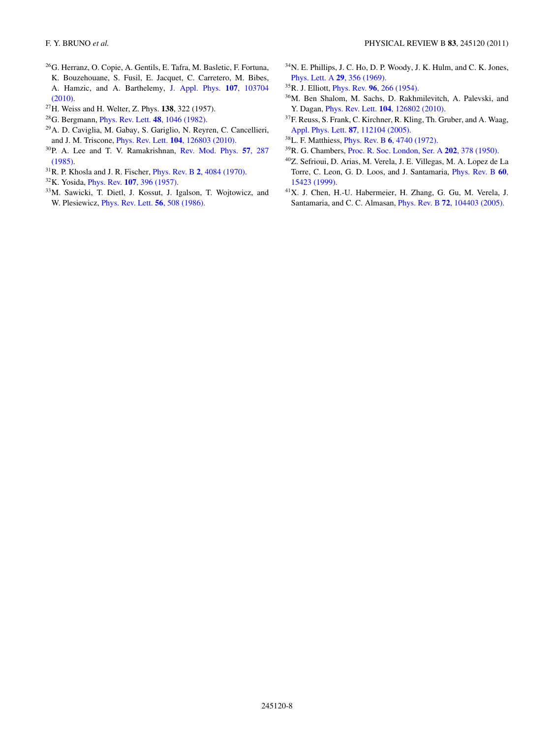[26] G. Herranz, O. Copie, A. Gentils, E. Tafra, M. Basletic, F. Fortuna, K. Bouzehouane, S. Fusil, E. Jacquet, C. Carretero, M. Bibes, A. Hamzic, and A. Barthelemy, J. Appl. Phys. **107**, 103704 (2010).

[27] H. Weiss and H. Welter, Z. Phys. **138**, 322 (1957).

[28] G. Bergmann, Phys. Rev. Lett. **48**, 1046 (1982).

[29] A. D. Caviglia, M. Gabay, S. Gariglio, N. Reyren, C. Cancellieri, and J. M. Triscone, Phys. Rev. Lett. **104**, 126803 (2010).

[30] P. A. Lee and T. V. Ramakrishnan, Rev. Mod. Phys. **57**, 287 (1985).

[31] R. P. Khosla and J. R. Fischer, Phys. Rev. B **2**, 4084 (1970).

[32] K. Yosida, Phys. Rev. **107**, 396 (1957).

[33] M. Sawicki, T. Dietl, J. Kossut, J. Igalson, T. Wojtowicz, and W. Plesiewicz, Phys. Rev. Lett. **56**, 508 (1986).

[34] N. E. Phillips, J. C. Ho, D. P. Woody, J. K. Hulm, and C. K. Jones, Phys. Lett. A **29**, 356 (1969).

[35] R. J. Elliott, Phys. Rev. **96**, 266 (1954).

[36] M. Ben Shalom, M. Sachs, D. Rakhmilevitch, A. Palevski, and Y. Dagan, Phys. Rev. Lett. **104**, 126802 (2010).

[37] F. Reuss, S. Frank, C. Kirchner, R. Kling, Th. Gruber, and A. Waag, Appl. Phys. Lett. **87**, 112104 (2005).

[38] L. F. Matthiess, Phys. Rev. B **6**, 4740 (1972).

[39] R. G. Chambers, Proc. R. Soc. London, Ser. A **202**, 378 (1950).

[40] Z. Sefrioui, D. Arias, M. Verela, J. E. Villegas, M. A. Lopez de La Torre, C. Leon, G. D. Loos, and J. Santamaria, Phys. Rev. B **60**, 15423 (1999).

[41] X. J. Chen, H.-U. Habermeier, H. Zhang, G. Gu, M. Verela, J. Santamaria, and C. C. Almasan, Phys. Rev. B **72**, 104403 (2005).